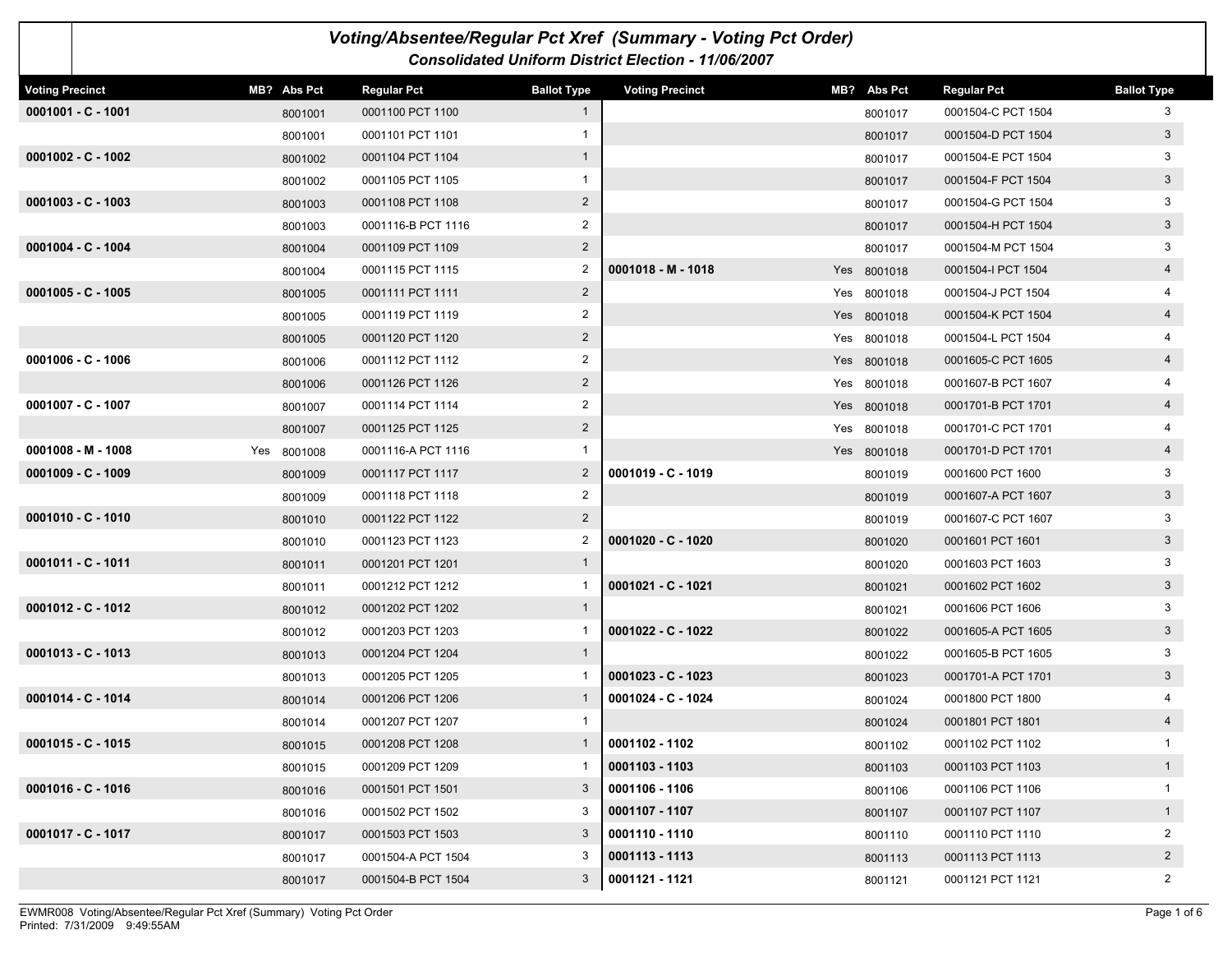# Voting/Absentee/Regular Pct Xref (Summary - Voting Pct Order)

## Consolidated Uniform District Election - 11/06/2007

| Voting Precinct | MB? | Abs Pct | Regular Pct | Ballot Type |
|---|---|---|---|---|
| 0001001 - C - 1001 | | 8001001 | 0001100 PCT 1100 | 1 |
| | | 8001001 | 0001101 PCT 1101 | 1 |
| 0001002 - C - 1002 | | 8001002 | 0001104 PCT 1104 | 1 |
| | | 8001002 | 0001105 PCT 1105 | 1 |
| 0001003 - C - 1003 | | 8001003 | 0001108 PCT 1108 | 2 |
| | | 8001003 | 0001116-B PCT 1116 | 2 |
| 0001004 - C - 1004 | | 8001004 | 0001109 PCT 1109 | 2 |
| | | 8001004 | 0001115 PCT 1115 | 2 |
| 0001005 - C - 1005 | | 8001005 | 0001111 PCT 1111 | 2 |
| | | 8001005 | 0001119 PCT 1119 | 2 |
| | | 8001005 | 0001120 PCT 1120 | 2 |
| 0001006 - C - 1006 | | 8001006 | 0001112 PCT 1112 | 2 |
| | | 8001006 | 0001126 PCT 1126 | 2 |
| 0001007 - C - 1007 | | 8001007 | 0001114 PCT 1114 | 2 |
| | | 8001007 | 0001125 PCT 1125 | 2 |
| 0001008 - M - 1008 | Yes | 8001008 | 0001116-A PCT 1116 | 1 |
| 0001009 - C - 1009 | | 8001009 | 0001117 PCT 1117 | 2 |
| | | 8001009 | 0001118 PCT 1118 | 2 |
| 0001010 - C - 1010 | | 8001010 | 0001122 PCT 1122 | 2 |
| | | 8001010 | 0001123 PCT 1123 | 2 |
| 0001011 - C - 1011 | | 8001011 | 0001201 PCT 1201 | 1 |
| | | 8001011 | 0001212 PCT 1212 | 1 |
| 0001012 - C - 1012 | | 8001012 | 0001202 PCT 1202 | 1 |
| | | 8001012 | 0001203 PCT 1203 | 1 |
| 0001013 - C - 1013 | | 8001013 | 0001204 PCT 1204 | 1 |
| | | 8001013 | 0001205 PCT 1205 | 1 |
| 0001014 - C - 1014 | | 8001014 | 0001206 PCT 1206 | 1 |
| | | 8001014 | 0001207 PCT 1207 | 1 |
| 0001015 - C - 1015 | | 8001015 | 0001208 PCT 1208 | 1 |
| | | 8001015 | 0001209 PCT 1209 | 1 |
| 0001016 - C - 1016 | | 8001016 | 0001501 PCT 1501 | 3 |
| | | 8001016 | 0001502 PCT 1502 | 3 |
| 0001017 - C - 1017 | | 8001017 | 0001503 PCT 1503 | 3 |
| | | 8001017 | 0001504-A PCT 1504 | 3 |
| | | 8001017 | 0001504-B PCT 1504 | 3 |
| | | 8001017 | 0001504-C PCT 1504 | 3 |
| | | 8001017 | 0001504-D PCT 1504 | 3 |
| | | 8001017 | 0001504-E PCT 1504 | 3 |
| | | 8001017 | 0001504-F PCT 1504 | 3 |
| | | 8001017 | 0001504-G PCT 1504 | 3 |
| | | 8001017 | 0001504-H PCT 1504 | 3 |
| | | 8001017 | 0001504-M PCT 1504 | 3 |
| 0001018 - M - 1018 | Yes | 8001018 | 0001504-I PCT 1504 | 4 |
| | Yes | 8001018 | 0001504-J PCT 1504 | 4 |
| | Yes | 8001018 | 0001504-K PCT 1504 | 4 |
| | Yes | 8001018 | 0001504-L PCT 1504 | 4 |
| | Yes | 8001018 | 0001605-C PCT 1605 | 4 |
| | Yes | 8001018 | 0001607-B PCT 1607 | 4 |
| | Yes | 8001018 | 0001701-B PCT 1701 | 4 |
| | Yes | 8001018 | 0001701-C PCT 1701 | 4 |
| | Yes | 8001018 | 0001701-D PCT 1701 | 4 |
| 0001019 - C - 1019 | | 8001019 | 0001600 PCT 1600 | 3 |
| | | 8001019 | 0001607-A PCT 1607 | 3 |
| | | 8001019 | 0001607-C PCT 1607 | 3 |
| 0001020 - C - 1020 | | 8001020 | 0001601 PCT 1601 | 3 |
| | | 8001020 | 0001603 PCT 1603 | 3 |
| 0001021 - C - 1021 | | 8001021 | 0001602 PCT 1602 | 3 |
| | | 8001021 | 0001606 PCT 1606 | 3 |
| 0001022 - C - 1022 | | 8001022 | 0001605-A PCT 1605 | 3 |
| | | 8001022 | 0001605-B PCT 1605 | 3 |
| 0001023 - C - 1023 | | 8001023 | 0001701-A PCT 1701 | 3 |
| 0001024 - C - 1024 | | 8001024 | 0001800 PCT 1800 | 4 |
| | | 8001024 | 0001801 PCT 1801 | 4 |
| 0001102 - 1102 | | 8001102 | 0001102 PCT 1102 | 1 |
| 0001103 - 1103 | | 8001103 | 0001103 PCT 1103 | 1 |
| 0001106 - 1106 | | 8001106 | 0001106 PCT 1106 | 1 |
| 0001107 - 1107 | | 8001107 | 0001107 PCT 1107 | 1 |
| 0001110 - 1110 | | 8001110 | 0001110 PCT 1110 | 2 |
| 0001113 - 1113 | | 8001113 | 0001113 PCT 1113 | 2 |
| 0001121 - 1121 | | 8001121 | 0001121 PCT 1121 | 2 |

EWMR008 Voting/Absentee/Regular Pct Xref (Summary) Voting Pct Order
Printed: 7/31/2009 9:49:55AM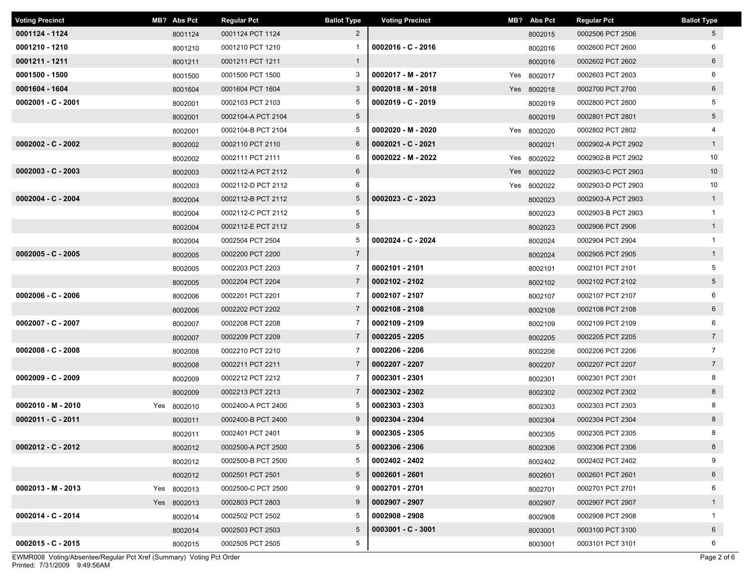| Voting Precinct | MB? | Abs Pct | Regular Pct | Ballot Type |
|---|---|---|---|---|
| **0001124 - 1124** | | 8001124 | 0001124 PCT 1124 | 2 |
| **0001210 - 1210** | | 8001210 | 0001210 PCT 1210 | 1 |
| **0001211 - 1211** | | 8001211 | 0001211 PCT 1211 | 1 |
| **0001500 - 1500** | | 8001500 | 0001500 PCT 1500 | 3 |
| **0001604 - 1604** | | 8001604 | 0001604 PCT 1604 | 3 |
| **0002001 - C - 2001** | | 8002001 | 0002103 PCT 2103 | 5 |
| | | 8002001 | 0002104-A PCT 2104 | 5 |
| | | 8002001 | 0002104-B PCT 2104 | 5 |
| **0002002 - C - 2002** | | 8002002 | 0002110 PCT 2110 | 6 |
| | | 8002002 | 0002111 PCT 2111 | 6 |
| **0002003 - C - 2003** | | 8002003 | 0002112-A PCT 2112 | 6 |
| | | 8002003 | 0002112-D PCT 2112 | 6 |
| **0002004 - C - 2004** | | 8002004 | 0002112-B PCT 2112 | 5 |
| | | 8002004 | 0002112-C PCT 2112 | 5 |
| | | 8002004 | 0002112-E PCT 2112 | 5 |
| | | 8002004 | 0002504 PCT 2504 | 5 |
| **0002005 - C - 2005** | | 8002005 | 0002200 PCT 2200 | 7 |
| | | 8002005 | 0002203 PCT 2203 | 7 |
| | | 8002005 | 0002204 PCT 2204 | 7 |
| **0002006 - C - 2006** | | 8002006 | 0002201 PCT 2201 | 7 |
| | | 8002006 | 0002202 PCT 2202 | 7 |
| **0002007 - C - 2007** | | 8002007 | 0002208 PCT 2208 | 7 |
| | | 8002007 | 0002209 PCT 2209 | 7 |
| **0002008 - C - 2008** | | 8002008 | 0002210 PCT 2210 | 7 |
| | | 8002008 | 0002211 PCT 2211 | 7 |
| **0002009 - C - 2009** | | 8002009 | 0002212 PCT 2212 | 7 |
| | | 8002009 | 0002213 PCT 2213 | 7 |
| **0002010 - M - 2010** | Yes | 8002010 | 0002400-A PCT 2400 | 5 |
| **0002011 - C - 2011** | | 8002011 | 0002400-B PCT 2400 | 9 |
| | | 8002011 | 0002401 PCT 2401 | 9 |
| **0002012 - C - 2012** | | 8002012 | 0002500-A PCT 2500 | 5 |
| | | 8002012 | 0002500-B PCT 2500 | 5 |
| | | 8002012 | 0002501 PCT 2501 | 5 |
| **0002013 - M - 2013** | Yes | 8002013 | 0002500-C PCT 2500 | 9 |
| | Yes | 8002013 | 0002803 PCT 2803 | 9 |
| **0002014 - C - 2014** | | 8002014 | 0002502 PCT 2502 | 5 |
| | | 8002014 | 0002503 PCT 2503 | 5 |
| **0002015 - C - 2015** | | 8002015 | 0002505 PCT 2505 | 5 |
| | | 8002015 | 0002506 PCT 2506 | 5 |
| **0002016 - C - 2016** | | 8002016 | 0002600 PCT 2600 | 6 |
| | | 8002016 | 0002602 PCT 2602 | 6 |
| **0002017 - M - 2017** | Yes | 8002017 | 0002603 PCT 2603 | 6 |
| **0002018 - M - 2018** | Yes | 8002018 | 0002700 PCT 2700 | 6 |
| **0002019 - C - 2019** | | 8002019 | 0002800 PCT 2800 | 5 |
| | | 8002019 | 0002801 PCT 2801 | 5 |
| **0002020 - M - 2020** | Yes | 8002020 | 0002802 PCT 2802 | 4 |
| **0002021 - C - 2021** | | 8002021 | 0002902-A PCT 2902 | 1 |
| **0002022 - M - 2022** | Yes | 8002022 | 0002902-B PCT 2902 | 10 |
| | Yes | 8002022 | 0002903-C PCT 2903 | 10 |
| | Yes | 8002022 | 0002903-D PCT 2903 | 10 |
| **0002023 - C - 2023** | | 8002023 | 0002903-A PCT 2903 | 1 |
| | | 8002023 | 0002903-B PCT 2903 | 1 |
| | | 8002023 | 0002906 PCT 2906 | 1 |
| **0002024 - C - 2024** | | 8002024 | 0002904 PCT 2904 | 1 |
| | | 8002024 | 0002905 PCT 2905 | 1 |
| **0002101 - 2101** | | 8002101 | 0002101 PCT 2101 | 5 |
| **0002102 - 2102** | | 8002102 | 0002102 PCT 2102 | 5 |
| **0002107 - 2107** | | 8002107 | 0002107 PCT 2107 | 6 |
| **0002108 - 2108** | | 8002108 | 0002108 PCT 2108 | 6 |
| **0002109 - 2109** | | 8002109 | 0002109 PCT 2109 | 6 |
| **0002205 - 2205** | | 8002205 | 0002205 PCT 2205 | 7 |
| **0002206 - 2206** | | 8002206 | 0002206 PCT 2206 | 7 |
| **0002207 - 2207** | | 8002207 | 0002207 PCT 2207 | 7 |
| **0002301 - 2301** | | 8002301 | 0002301 PCT 2301 | 8 |
| **0002302 - 2302** | | 8002302 | 0002302 PCT 2302 | 8 |
| **0002303 - 2303** | | 8002303 | 0002303 PCT 2303 | 8 |
| **0002304 - 2304** | | 8002304 | 0002304 PCT 2304 | 8 |
| **0002305 - 2305** | | 8002305 | 0002305 PCT 2305 | 8 |
| **0002306 - 2306** | | 8002306 | 0002306 PCT 2306 | 8 |
| **0002402 - 2402** | | 8002402 | 0002402 PCT 2402 | 9 |
| **0002601 - 2601** | | 8002601 | 0002601 PCT 2601 | 6 |
| **0002701 - 2701** | | 8002701 | 0002701 PCT 2701 | 6 |
| **0002907 - 2907** | | 8002907 | 0002907 PCT 2907 | 1 |
| **0002908 - 2908** | | 8002908 | 0002908 PCT 2908 | 1 |
| **0003001 - C - 3001** | | 8003001 | 0003100 PCT 3100 | 6 |
| | | 8003001 | 0003101 PCT 3101 | 6 |

EWMR008 Voting/Absentee/Regular Pct Xref (Summary) Voting Pct Order
Printed: 7/31/2009 9:49:56AM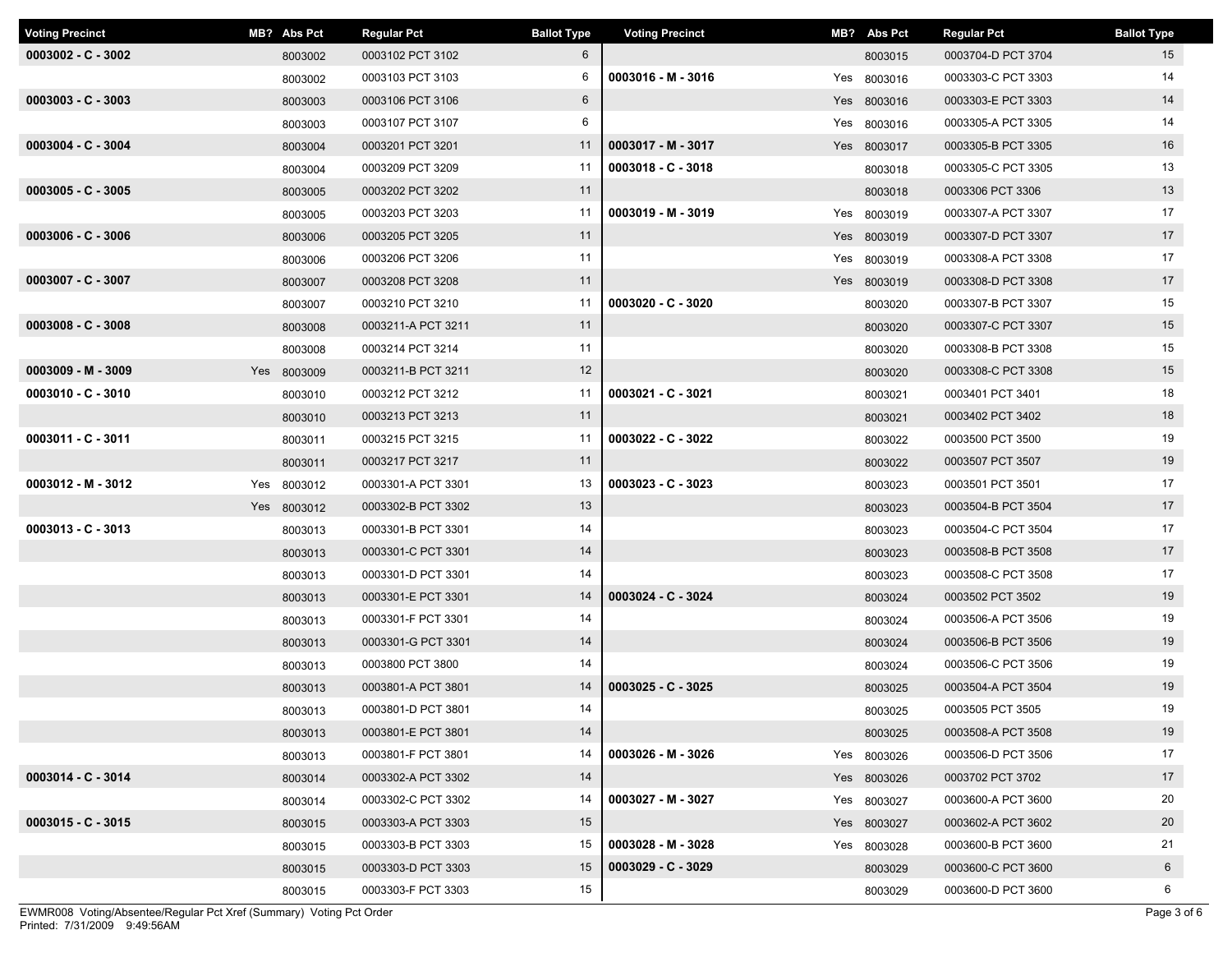| Voting Precinct | MB? | Abs Pct | Regular Pct | Ballot Type |
|---|---|---|---|---|
| 0003002 - C - 3002 | | 8003002 | 0003102 PCT 3102 | 6 |
| | | 8003002 | 0003103 PCT 3103 | 6 |
| 0003003 - C - 3003 | | 8003003 | 0003106 PCT 3106 | 6 |
| | | 8003003 | 0003107 PCT 3107 | 6 |
| 0003004 - C - 3004 | | 8003004 | 0003201 PCT 3201 | 11 |
| | | 8003004 | 0003209 PCT 3209 | 11 |
| 0003005 - C - 3005 | | 8003005 | 0003202 PCT 3202 | 11 |
| | | 8003005 | 0003203 PCT 3203 | 11 |
| 0003006 - C - 3006 | | 8003006 | 0003205 PCT 3205 | 11 |
| | | 8003006 | 0003206 PCT 3206 | 11 |
| 0003007 - C - 3007 | | 8003007 | 0003208 PCT 3208 | 11 |
| | | 8003007 | 0003210 PCT 3210 | 11 |
| 0003008 - C - 3008 | | 8003008 | 0003211-A PCT 3211 | 11 |
| | | 8003008 | 0003214 PCT 3214 | 11 |
| 0003009 - M - 3009 | Yes | 8003009 | 0003211-B PCT 3211 | 12 |
| 0003010 - C - 3010 | | 8003010 | 0003212 PCT 3212 | 11 |
| | | 8003010 | 0003213 PCT 3213 | 11 |
| 0003011 - C - 3011 | | 8003011 | 0003215 PCT 3215 | 11 |
| | | 8003011 | 0003217 PCT 3217 | 11 |
| 0003012 - M - 3012 | Yes | 8003012 | 0003301-A PCT 3301 | 13 |
| | Yes | 8003012 | 0003302-B PCT 3302 | 13 |
| 0003013 - C - 3013 | | 8003013 | 0003301-B PCT 3301 | 14 |
| | | 8003013 | 0003301-C PCT 3301 | 14 |
| | | 8003013 | 0003301-D PCT 3301 | 14 |
| | | 8003013 | 0003301-E PCT 3301 | 14 |
| | | 8003013 | 0003301-F PCT 3301 | 14 |
| | | 8003013 | 0003301-G PCT 3301 | 14 |
| | | 8003013 | 0003800 PCT 3800 | 14 |
| | | 8003013 | 0003801-A PCT 3801 | 14 |
| | | 8003013 | 0003801-D PCT 3801 | 14 |
| | | 8003013 | 0003801-E PCT 3801 | 14 |
| | | 8003013 | 0003801-F PCT 3801 | 14 |
| 0003014 - C - 3014 | | 8003014 | 0003302-A PCT 3302 | 14 |
| | | 8003014 | 0003302-C PCT 3302 | 14 |
| 0003015 - C - 3015 | | 8003015 | 0003303-A PCT 3303 | 15 |
| | | 8003015 | 0003303-B PCT 3303 | 15 |
| | | 8003015 | 0003303-D PCT 3303 | 15 |
| | | 8003015 | 0003303-F PCT 3303 | 15 |
| | | 8003015 | 0003704-D PCT 3704 | 15 |
| 0003016 - M - 3016 | Yes | 8003016 | 0003303-C PCT 3303 | 14 |
| | Yes | 8003016 | 0003303-E PCT 3303 | 14 |
| | Yes | 8003016 | 0003305-A PCT 3305 | 14 |
| 0003017 - M - 3017 | Yes | 8003017 | 0003305-B PCT 3305 | 16 |
| 0003018 - C - 3018 | | 8003018 | 0003305-C PCT 3305 | 13 |
| | | 8003018 | 0003306 PCT 3306 | 13 |
| 0003019 - M - 3019 | Yes | 8003019 | 0003307-A PCT 3307 | 17 |
| | Yes | 8003019 | 0003307-D PCT 3307 | 17 |
| | Yes | 8003019 | 0003308-A PCT 3308 | 17 |
| | Yes | 8003019 | 0003308-D PCT 3308 | 17 |
| 0003020 - C - 3020 | | 8003020 | 0003307-B PCT 3307 | 15 |
| | | 8003020 | 0003307-C PCT 3307 | 15 |
| | | 8003020 | 0003308-B PCT 3308 | 15 |
| | | 8003020 | 0003308-C PCT 3308 | 15 |
| 0003021 - C - 3021 | | 8003021 | 0003401 PCT 3401 | 18 |
| | | 8003021 | 0003402 PCT 3402 | 18 |
| 0003022 - C - 3022 | | 8003022 | 0003500 PCT 3500 | 19 |
| | | 8003022 | 0003507 PCT 3507 | 19 |
| 0003023 - C - 3023 | | 8003023 | 0003501 PCT 3501 | 17 |
| | | 8003023 | 0003504-B PCT 3504 | 17 |
| | | 8003023 | 0003504-C PCT 3504 | 17 |
| | | 8003023 | 0003508-B PCT 3508 | 17 |
| | | 8003023 | 0003508-C PCT 3508 | 17 |
| 0003024 - C - 3024 | | 8003024 | 0003502 PCT 3502 | 19 |
| | | 8003024 | 0003506-A PCT 3506 | 19 |
| | | 8003024 | 0003506-B PCT 3506 | 19 |
| | | 8003024 | 0003506-C PCT 3506 | 19 |
| 0003025 - C - 3025 | | 8003025 | 0003504-A PCT 3504 | 19 |
| | | 8003025 | 0003505 PCT 3505 | 19 |
| | | 8003025 | 0003508-A PCT 3508 | 19 |
| 0003026 - M - 3026 | Yes | 8003026 | 0003506-D PCT 3506 | 17 |
| | Yes | 8003026 | 0003702 PCT 3702 | 17 |
| 0003027 - M - 3027 | Yes | 8003027 | 0003600-A PCT 3600 | 20 |
| | Yes | 8003027 | 0003602-A PCT 3602 | 20 |
| 0003028 - M - 3028 | Yes | 8003028 | 0003600-B PCT 3600 | 21 |
| 0003029 - C - 3029 | | 8003029 | 0003600-C PCT 3600 | 6 |
| | | 8003029 | 0003600-D PCT 3600 | 6 |

EWMR008 Voting/Absentee/Regular Pct Xref (Summary) Voting Pct Order
Printed: 7/31/2009 9:49:56AM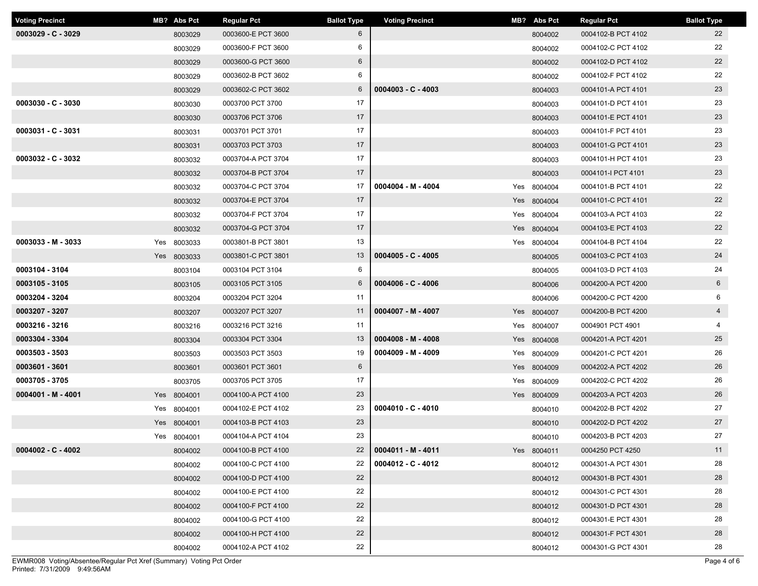| Voting Precinct | MB? | Abs Pct | Regular Pct | Ballot Type |
|---|---|---|---|---|
| **0003029 - C - 3029** | | 8003029 | 0003600-E PCT 3600 | 6 |
| | | 8003029 | 0003600-F PCT 3600 | 6 |
| | | 8003029 | 0003600-G PCT 3600 | 6 |
| | | 8003029 | 0003602-B PCT 3602 | 6 |
| | | 8003029 | 0003602-C PCT 3602 | 6 |
| **0003030 - C - 3030** | | 8003030 | 0003700 PCT 3700 | 17 |
| | | 8003030 | 0003706 PCT 3706 | 17 |
| **0003031 - C - 3031** | | 8003031 | 0003701 PCT 3701 | 17 |
| | | 8003031 | 0003703 PCT 3703 | 17 |
| **0003032 - C - 3032** | | 8003032 | 0003704-A PCT 3704 | 17 |
| | | 8003032 | 0003704-B PCT 3704 | 17 |
| | | 8003032 | 0003704-C PCT 3704 | 17 |
| | | 8003032 | 0003704-E PCT 3704 | 17 |
| | | 8003032 | 0003704-F PCT 3704 | 17 |
| | | 8003032 | 0003704-G PCT 3704 | 17 |
| **0003033 - M - 3033** | Yes | 8003033 | 0003801-B PCT 3801 | 13 |
| | Yes | 8003033 | 0003801-C PCT 3801 | 13 |
| **0003104 - 3104** | | 8003104 | 0003104 PCT 3104 | 6 |
| **0003105 - 3105** | | 8003105 | 0003105 PCT 3105 | 6 |
| **0003204 - 3204** | | 8003204 | 0003204 PCT 3204 | 11 |
| **0003207 - 3207** | | 8003207 | 0003207 PCT 3207 | 11 |
| **0003216 - 3216** | | 8003216 | 0003216 PCT 3216 | 11 |
| **0003304 - 3304** | | 8003304 | 0003304 PCT 3304 | 13 |
| **0003503 - 3503** | | 8003503 | 0003503 PCT 3503 | 19 |
| **0003601 - 3601** | | 8003601 | 0003601 PCT 3601 | 6 |
| **0003705 - 3705** | | 8003705 | 0003705 PCT 3705 | 17 |
| **0004001 - M - 4001** | Yes | 8004001 | 0004100-A PCT 4100 | 23 |
| | Yes | 8004001 | 0004102-E PCT 4102 | 23 |
| | Yes | 8004001 | 0004103-B PCT 4103 | 23 |
| | Yes | 8004001 | 0004104-A PCT 4104 | 23 |
| **0004002 - C - 4002** | | 8004002 | 0004100-B PCT 4100 | 22 |
| | | 8004002 | 0004100-C PCT 4100 | 22 |
| | | 8004002 | 0004100-D PCT 4100 | 22 |
| | | 8004002 | 0004100-E PCT 4100 | 22 |
| | | 8004002 | 0004100-F PCT 4100 | 22 |
| | | 8004002 | 0004100-G PCT 4100 | 22 |
| | | 8004002 | 0004100-H PCT 4100 | 22 |
| | | 8004002 | 0004102-A PCT 4102 | 22 |
| | | 8004002 | 0004102-B PCT 4102 | 22 |
| | | 8004002 | 0004102-C PCT 4102 | 22 |
| | | 8004002 | 0004102-D PCT 4102 | 22 |
| | | 8004002 | 0004102-F PCT 4102 | 22 |
| **0004003 - C - 4003** | | 8004003 | 0004101-A PCT 4101 | 23 |
| | | 8004003 | 0004101-D PCT 4101 | 23 |
| | | 8004003 | 0004101-E PCT 4101 | 23 |
| | | 8004003 | 0004101-F PCT 4101 | 23 |
| | | 8004003 | 0004101-G PCT 4101 | 23 |
| | | 8004003 | 0004101-H PCT 4101 | 23 |
| | | 8004003 | 0004101-I PCT 4101 | 23 |
| **0004004 - M - 4004** | Yes | 8004004 | 0004101-B PCT 4101 | 22 |
| | Yes | 8004004 | 0004101-C PCT 4101 | 22 |
| | Yes | 8004004 | 0004103-A PCT 4103 | 22 |
| | Yes | 8004004 | 0004103-E PCT 4103 | 22 |
| | Yes | 8004004 | 0004104-B PCT 4104 | 22 |
| **0004005 - C - 4005** | | 8004005 | 0004103-C PCT 4103 | 24 |
| | | 8004005 | 0004103-D PCT 4103 | 24 |
| **0004006 - C - 4006** | | 8004006 | 0004200-A PCT 4200 | 6 |
| | | 8004006 | 0004200-C PCT 4200 | 6 |
| **0004007 - M - 4007** | Yes | 8004007 | 0004200-B PCT 4200 | 4 |
| | Yes | 8004007 | 0004901 PCT 4901 | 4 |
| **0004008 - M - 4008** | Yes | 8004008 | 0004201-A PCT 4201 | 25 |
| **0004009 - M - 4009** | Yes | 8004009 | 0004201-C PCT 4201 | 26 |
| | Yes | 8004009 | 0004202-A PCT 4202 | 26 |
| | Yes | 8004009 | 0004202-C PCT 4202 | 26 |
| | Yes | 8004009 | 0004203-A PCT 4203 | 26 |
| **0004010 - C - 4010** | | 8004010 | 0004202-B PCT 4202 | 27 |
| | | 8004010 | 0004202-D PCT 4202 | 27 |
| | | 8004010 | 0004203-B PCT 4203 | 27 |
| **0004011 - M - 4011** | Yes | 8004011 | 0004250 PCT 4250 | 11 |
| **0004012 - C - 4012** | | 8004012 | 0004301-A PCT 4301 | 28 |
| | | 8004012 | 0004301-B PCT 4301 | 28 |
| | | 8004012 | 0004301-C PCT 4301 | 28 |
| | | 8004012 | 0004301-D PCT 4301 | 28 |
| | | 8004012 | 0004301-E PCT 4301 | 28 |
| | | 8004012 | 0004301-F PCT 4301 | 28 |
| | | 8004012 | 0004301-G PCT 4301 | 28 |

EWMR008 Voting/Absentee/Regular Pct Xref (Summary) Voting Pct Order
Printed: 7/31/2009 9:49:56AM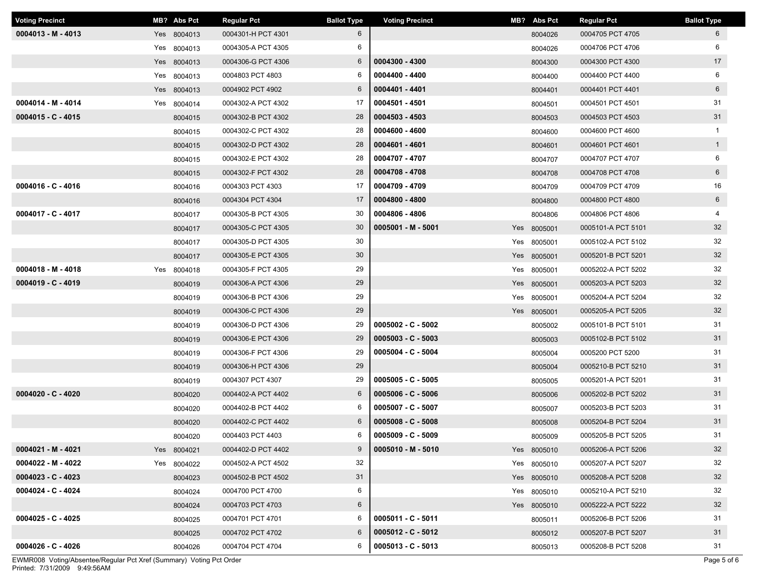| Voting Precinct | MB? | Abs Pct | Regular Pct | Ballot Type |
|---|---|---|---|---|
| **0004013 - M - 4013** | Yes | 8004013 | 0004301-H PCT 4301 | 6 |
| | Yes | 8004013 | 0004305-A PCT 4305 | 6 |
| | Yes | 8004013 | 0004306-G PCT 4306 | 6 |
| | Yes | 8004013 | 0004803 PCT 4803 | 6 |
| | Yes | 8004013 | 0004902 PCT 4902 | 6 |
| **0004014 - M - 4014** | Yes | 8004014 | 0004302-A PCT 4302 | 17 |
| **0004015 - C - 4015** | | 8004015 | 0004302-B PCT 4302 | 28 |
| | | 8004015 | 0004302-C PCT 4302 | 28 |
| | | 8004015 | 0004302-D PCT 4302 | 28 |
| | | 8004015 | 0004302-E PCT 4302 | 28 |
| | | 8004015 | 0004302-F PCT 4302 | 28 |
| **0004016 - C - 4016** | | 8004016 | 0004303 PCT 4303 | 17 |
| | | 8004016 | 0004304 PCT 4304 | 17 |
| **0004017 - C - 4017** | | 8004017 | 0004305-B PCT 4305 | 30 |
| | | 8004017 | 0004305-C PCT 4305 | 30 |
| | | 8004017 | 0004305-D PCT 4305 | 30 |
| | | 8004017 | 0004305-E PCT 4305 | 30 |
| **0004018 - M - 4018** | Yes | 8004018 | 0004305-F PCT 4305 | 29 |
| **0004019 - C - 4019** | | 8004019 | 0004306-A PCT 4306 | 29 |
| | | 8004019 | 0004306-B PCT 4306 | 29 |
| | | 8004019 | 0004306-C PCT 4306 | 29 |
| | | 8004019 | 0004306-D PCT 4306 | 29 |
| | | 8004019 | 0004306-E PCT 4306 | 29 |
| | | 8004019 | 0004306-F PCT 4306 | 29 |
| | | 8004019 | 0004306-H PCT 4306 | 29 |
| | | 8004019 | 0004307 PCT 4307 | 29 |
| **0004020 - C - 4020** | | 8004020 | 0004402-A PCT 4402 | 6 |
| | | 8004020 | 0004402-B PCT 4402 | 6 |
| | | 8004020 | 0004402-C PCT 4402 | 6 |
| | | 8004020 | 0004403 PCT 4403 | 6 |
| **0004021 - M - 4021** | Yes | 8004021 | 0004402-D PCT 4402 | 9 |
| **0004022 - M - 4022** | Yes | 8004022 | 0004502-A PCT 4502 | 32 |
| **0004023 - C - 4023** | | 8004023 | 0004502-B PCT 4502 | 31 |
| **0004024 - C - 4024** | | 8004024 | 0004700 PCT 4700 | 6 |
| | | 8004024 | 0004703 PCT 4703 | 6 |
| **0004025 - C - 4025** | | 8004025 | 0004701 PCT 4701 | 6 |
| | | 8004025 | 0004702 PCT 4702 | 6 |
| **0004026 - C - 4026** | | 8004026 | 0004704 PCT 4704 | 6 |
| | | 8004026 | 0004705 PCT 4705 | 6 |
| | | 8004026 | 0004706 PCT 4706 | 6 |
| **0004300 - 4300** | | 8004300 | 0004300 PCT 4300 | 17 |
| **0004400 - 4400** | | 8004400 | 0004400 PCT 4400 | 6 |
| **0004401 - 4401** | | 8004401 | 0004401 PCT 4401 | 6 |
| **0004501 - 4501** | | 8004501 | 0004501 PCT 4501 | 31 |
| **0004503 - 4503** | | 8004503 | 0004503 PCT 4503 | 31 |
| **0004600 - 4600** | | 8004600 | 0004600 PCT 4600 | 1 |
| **0004601 - 4601** | | 8004601 | 0004601 PCT 4601 | 1 |
| **0004707 - 4707** | | 8004707 | 0004707 PCT 4707 | 6 |
| **0004708 - 4708** | | 8004708 | 0004708 PCT 4708 | 6 |
| **0004709 - 4709** | | 8004709 | 0004709 PCT 4709 | 16 |
| **0004800 - 4800** | | 8004800 | 0004800 PCT 4800 | 6 |
| **0004806 - 4806** | | 8004806 | 0004806 PCT 4806 | 4 |
| **0005001 - M - 5001** | Yes | 8005001 | 0005101-A PCT 5101 | 32 |
| | Yes | 8005001 | 0005102-A PCT 5102 | 32 |
| | Yes | 8005001 | 0005201-B PCT 5201 | 32 |
| | Yes | 8005001 | 0005202-A PCT 5202 | 32 |
| | Yes | 8005001 | 0005203-A PCT 5203 | 32 |
| | Yes | 8005001 | 0005204-A PCT 5204 | 32 |
| | Yes | 8005001 | 0005205-A PCT 5205 | 32 |
| **0005002 - C - 5002** | | 8005002 | 0005101-B PCT 5101 | 31 |
| **0005003 - C - 5003** | | 8005003 | 0005102-B PCT 5102 | 31 |
| **0005004 - C - 5004** | | 8005004 | 0005200 PCT 5200 | 31 |
| | | 8005004 | 0005210-B PCT 5210 | 31 |
| **0005005 - C - 5005** | | 8005005 | 0005201-A PCT 5201 | 31 |
| **0005006 - C - 5006** | | 8005006 | 0005202-B PCT 5202 | 31 |
| **0005007 - C - 5007** | | 8005007 | 0005203-B PCT 5203 | 31 |
| **0005008 - C - 5008** | | 8005008 | 0005204-B PCT 5204 | 31 |
| **0005009 - C - 5009** | | 8005009 | 0005205-B PCT 5205 | 31 |
| **0005010 - M - 5010** | Yes | 8005010 | 0005206-A PCT 5206 | 32 |
| | Yes | 8005010 | 0005207-A PCT 5207 | 32 |
| | Yes | 8005010 | 0005208-A PCT 5208 | 32 |
| | Yes | 8005010 | 0005210-A PCT 5210 | 32 |
| | Yes | 8005010 | 0005222-A PCT 5222 | 32 |
| **0005011 - C - 5011** | | 8005011 | 0005206-B PCT 5206 | 31 |
| **0005012 - C - 5012** | | 8005012 | 0005207-B PCT 5207 | 31 |
| **0005013 - C - 5013** | | 8005013 | 0005208-B PCT 5208 | 31 |

EWMR008 Voting/Absentee/Regular Pct Xref (Summary) Voting Pct Order
Printed: 7/31/2009 9:49:56AM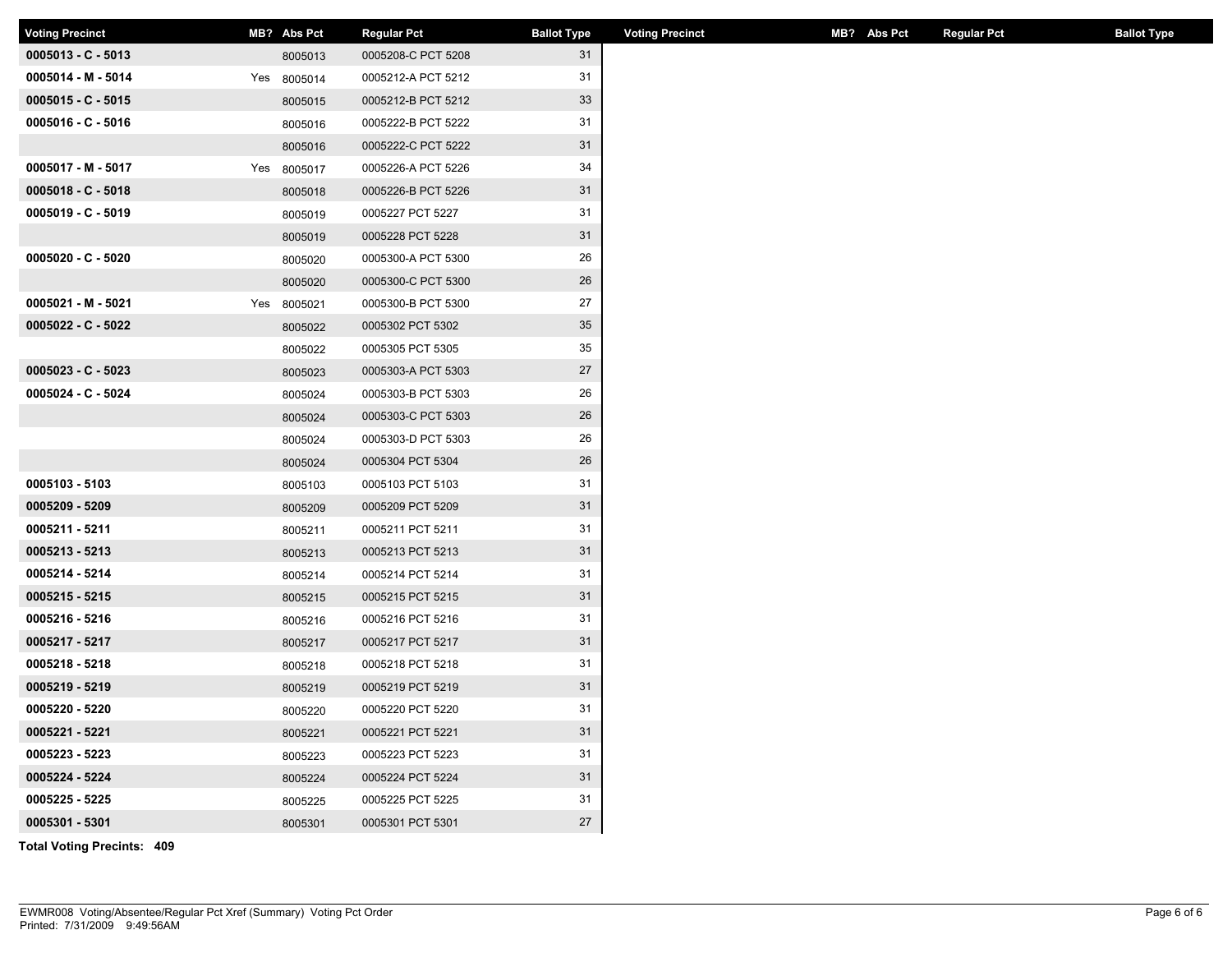| Voting Precinct | MB? | Abs Pct | Regular Pct | Ballot Type |
|---|---|---|---|---|
| **0005013 - C - 5013** | | 8005013 | 0005208-C PCT 5208 | 31 |
| **0005014 - M - 5014** | Yes | 8005014 | 0005212-A PCT 5212 | 31 |
| **0005015 - C - 5015** | | 8005015 | 0005212-B PCT 5212 | 33 |
| **0005016 - C - 5016** | | 8005016 | 0005222-B PCT 5222 | 31 |
| | | 8005016 | 0005222-C PCT 5222 | 31 |
| **0005017 - M - 5017** | Yes | 8005017 | 0005226-A PCT 5226 | 34 |
| **0005018 - C - 5018** | | 8005018 | 0005226-B PCT 5226 | 31 |
| **0005019 - C - 5019** | | 8005019 | 0005227 PCT 5227 | 31 |
| | | 8005019 | 0005228 PCT 5228 | 31 |
| **0005020 - C - 5020** | | 8005020 | 0005300-A PCT 5300 | 26 |
| | | 8005020 | 0005300-C PCT 5300 | 26 |
| **0005021 - M - 5021** | Yes | 8005021 | 0005300-B PCT 5300 | 27 |
| **0005022 - C - 5022** | | 8005022 | 0005302 PCT 5302 | 35 |
| | | 8005022 | 0005305 PCT 5305 | 35 |
| **0005023 - C - 5023** | | 8005023 | 0005303-A PCT 5303 | 27 |
| **0005024 - C - 5024** | | 8005024 | 0005303-B PCT 5303 | 26 |
| | | 8005024 | 0005303-C PCT 5303 | 26 |
| | | 8005024 | 0005303-D PCT 5303 | 26 |
| | | 8005024 | 0005304 PCT 5304 | 26 |
| **0005103 - 5103** | | 8005103 | 0005103 PCT 5103 | 31 |
| **0005209 - 5209** | | 8005209 | 0005209 PCT 5209 | 31 |
| **0005211 - 5211** | | 8005211 | 0005211 PCT 5211 | 31 |
| **0005213 - 5213** | | 8005213 | 0005213 PCT 5213 | 31 |
| **0005214 - 5214** | | 8005214 | 0005214 PCT 5214 | 31 |
| **0005215 - 5215** | | 8005215 | 0005215 PCT 5215 | 31 |
| **0005216 - 5216** | | 8005216 | 0005216 PCT 5216 | 31 |
| **0005217 - 5217** | | 8005217 | 0005217 PCT 5217 | 31 |
| **0005218 - 5218** | | 8005218 | 0005218 PCT 5218 | 31 |
| **0005219 - 5219** | | 8005219 | 0005219 PCT 5219 | 31 |
| **0005220 - 5220** | | 8005220 | 0005220 PCT 5220 | 31 |
| **0005221 - 5221** | | 8005221 | 0005221 PCT 5221 | 31 |
| **0005223 - 5223** | | 8005223 | 0005223 PCT 5223 | 31 |
| **0005224 - 5224** | | 8005224 | 0005224 PCT 5224 | 31 |
| **0005225 - 5225** | | 8005225 | 0005225 PCT 5225 | 31 |
| **0005301 - 5301** | | 8005301 | 0005301 PCT 5301 | 27 |

**Total Voting Precints: 409**

EWMR008 Voting/Absentee/Regular Pct Xref (Summary) Voting Pct Order
Printed: 7/31/2009 9:49:56AM